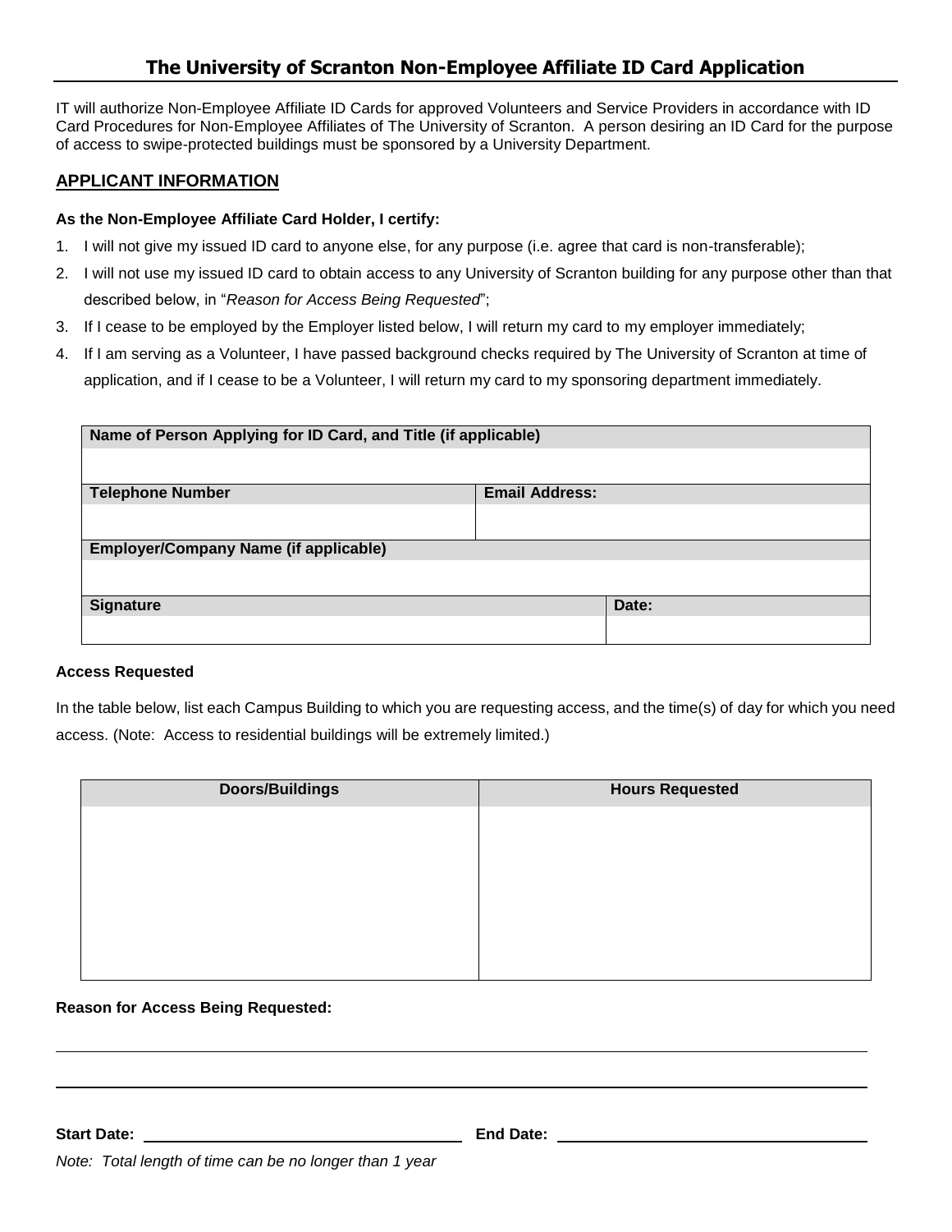# The University of Scranton Non-Employee Affiliate ID Card Application

IT will authorize Non-Employee Affiliate ID Cards for approved Volunteers and Service Providers in accordance with ID Card Procedures for Non-Employee Affiliates of The University of Scranton. A person desiring an ID Card for the purpose of access to swipe-protected buildings must be sponsored by a University Department.

## APPLICANT INFORMATION

**As the Non-Employee Affiliate Card Holder, I certify:**

1. I will not give my issued ID card to anyone else, for any purpose (i.e. agree that card is non-transferable);
2. I will not use my issued ID card to obtain access to any University of Scranton building for any purpose other than that described below, in "*Reason for Access Being Requested*";
3. If I cease to be employed by the Employer listed below, I will return my card to my employer immediately;
4. If I am serving as a Volunteer, I have passed background checks required by The University of Scranton at time of application, and if I cease to be a Volunteer, I will return my card to my sponsoring department immediately.

| **Name of Person Applying for ID Card, and Title (if applicable)** | |
|---|---|
| | |
| **Telephone Number** | **Email Address:** |
| | |
| **Employer/Company Name (if applicable)** | |
| | |
| **Signature** | **Date:** |
| | |

**Access Requested**

In the table below, list each Campus Building to which you are requesting access, and the time(s) of day for which you need access. (Note: Access to residential buildings will be extremely limited.)

| Doors/Buildings | Hours Requested |
|---|---|
| | |

**Reason for Access Being Requested:**

______________________________________________________________________

______________________________________________________________________

**Start Date:** ______________________ **End Date:** ______________________

*Note: Total length of time can be no longer than 1 year*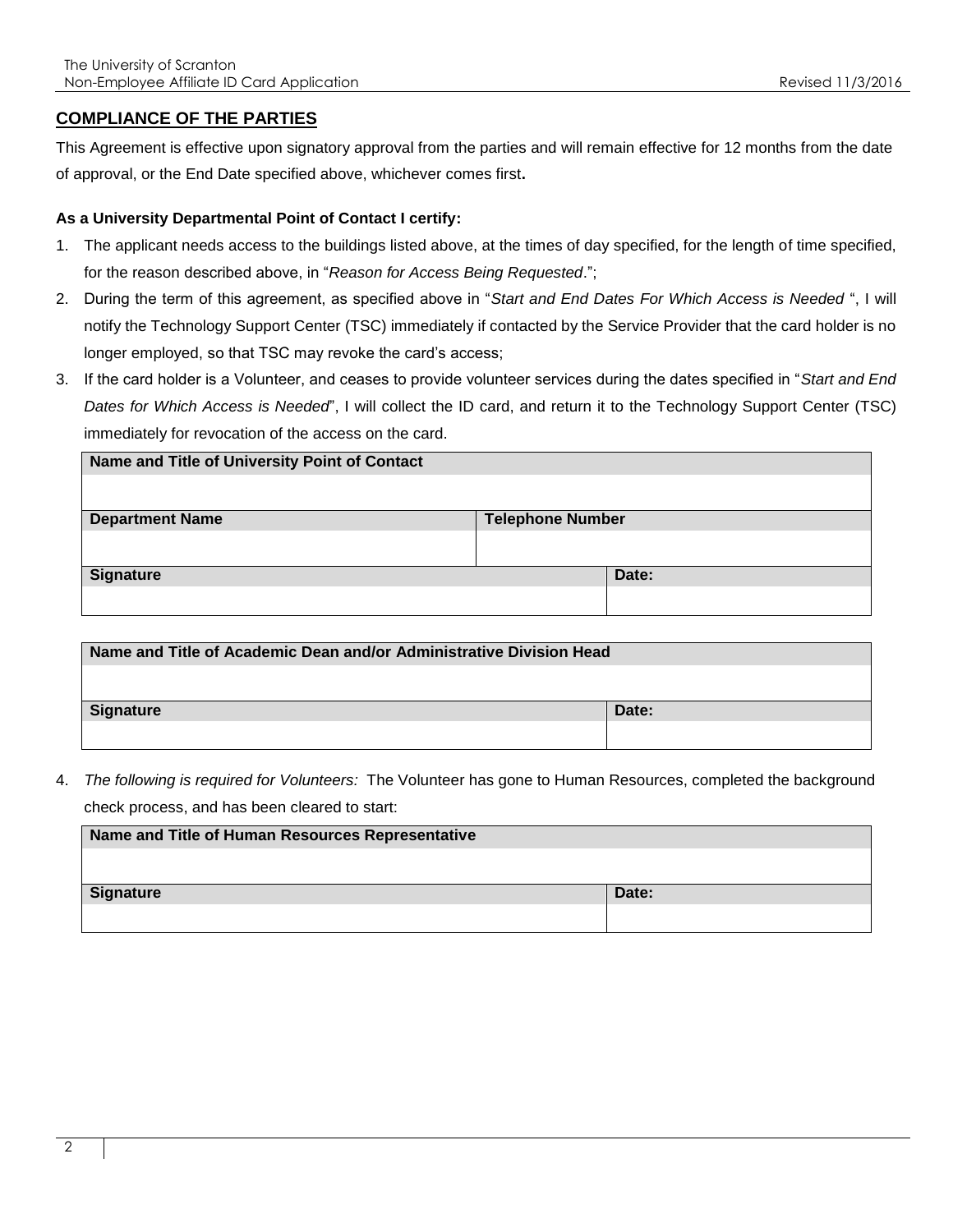## COMPLIANCE OF THE PARTIES

This Agreement is effective upon signatory approval from the parties and will remain effective for 12 months from the date of approval, or the End Date specified above, whichever comes first**.**

**As a University Departmental Point of Contact I certify:**

1. The applicant needs access to the buildings listed above, at the times of day specified, for the length of time specified, for the reason described above, in "*Reason for Access Being Requested*.";
2. During the term of this agreement, as specified above in "*Start and End Dates For Which Access is Needed* ", I will notify the Technology Support Center (TSC) immediately if contacted by the Service Provider that the card holder is no longer employed, so that TSC may revoke the card's access;
3. If the card holder is a Volunteer, and ceases to provide volunteer services during the dates specified in "*Start and End Dates for Which Access is Needed*", I will collect the ID card, and return it to the Technology Support Center (TSC) immediately for revocation of the access on the card.

| Name and Title of University Point of Contact | | |
|---|---|---|
| | | |
| **Department Name** | **Telephone Number** | |
| | | |
| **Signature** | | **Date:** |
| | | |

| Name and Title of Academic Dean and/or Administrative Division Head | |
|---|---|
| | |
| **Signature** | **Date:** |
| | |

4. *The following is required for Volunteers:* The Volunteer has gone to Human Resources, completed the background check process, and has been cleared to start:

| Name and Title of Human Resources Representative | |
|---|---|
| | |
| **Signature** | **Date:** |
| | |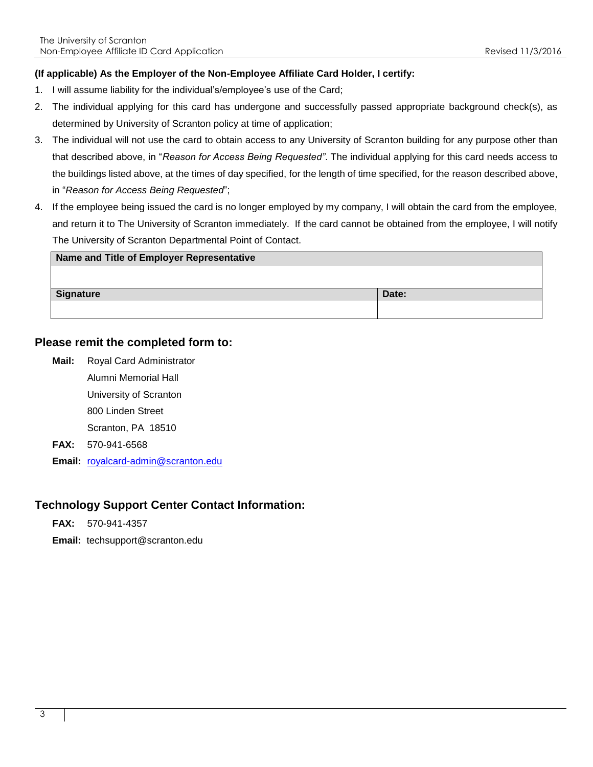**(If applicable) As the Employer of the Non-Employee Affiliate Card Holder, I certify:**

1. I will assume liability for the individual's/employee's use of the Card;
2. The individual applying for this card has undergone and successfully passed appropriate background check(s), as determined by University of Scranton policy at time of application;
3. The individual will not use the card to obtain access to any University of Scranton building for any purpose other than that described above, in "*Reason for Access Being Requested"*. The individual applying for this card needs access to the buildings listed above, at the times of day specified, for the length of time specified, for the reason described above, in "*Reason for Access Being Requested*";
4. If the employee being issued the card is no longer employed by my company, I will obtain the card from the employee, and return it to The University of Scranton immediately. If the card cannot be obtained from the employee, I will notify The University of Scranton Departmental Point of Contact.

| **Name and Title of Employer Representative** | |
|---|---|
| | |
| **Signature** | **Date:** |
| | |

## Please remit the completed form to:

**Mail:** Royal Card Administrator
Alumni Memorial Hall
University of Scranton
800 Linden Street
Scranton, PA 18510

**FAX:** 570-941-6568

**Email:** royalcard-admin@scranton.edu

## Technology Support Center Contact Information:

**FAX:** 570-941-4357

**Email:** techsupport@scranton.edu